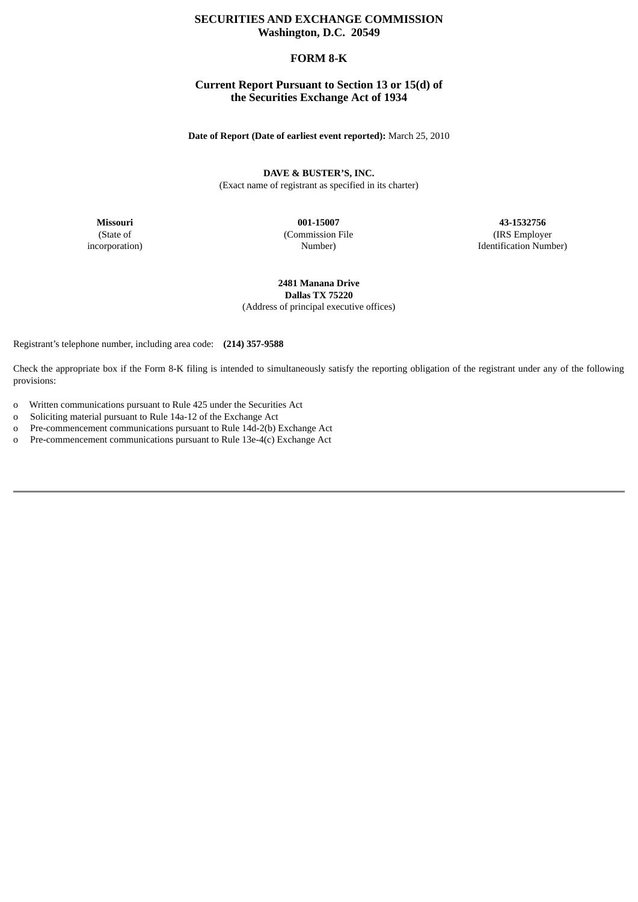**SECURITIES AND EXCHANGE COMMISSION**
**Washington, D.C. 20549**

# FORM 8-K

**Current Report Pursuant to Section 13 or 15(d) of the Securities Exchange Act of 1934**

**Date of Report (Date of earliest event reported):** March 25, 2010

**DAVE & BUSTER'S, INC.**
(Exact name of registrant as specified in its charter)

| **Missouri** | **001-15007** | **43-1532756** |
|---|---|---|
| (State of incorporation) | (Commission File Number) | (IRS Employer Identification Number) |

**2481 Manana Drive**
**Dallas TX 75220**
(Address of principal executive offices)

Registrant's telephone number, including area code: **(214) 357-9588**

Check the appropriate box if the Form 8-K filing is intended to simultaneously satisfy the reporting obligation of the registrant under any of the following provisions:

o Written communications pursuant to Rule 425 under the Securities Act
o Soliciting material pursuant to Rule 14a-12 of the Exchange Act
o Pre-commencement communications pursuant to Rule 14d-2(b) Exchange Act
o Pre-commencement communications pursuant to Rule 13e-4(c) Exchange Act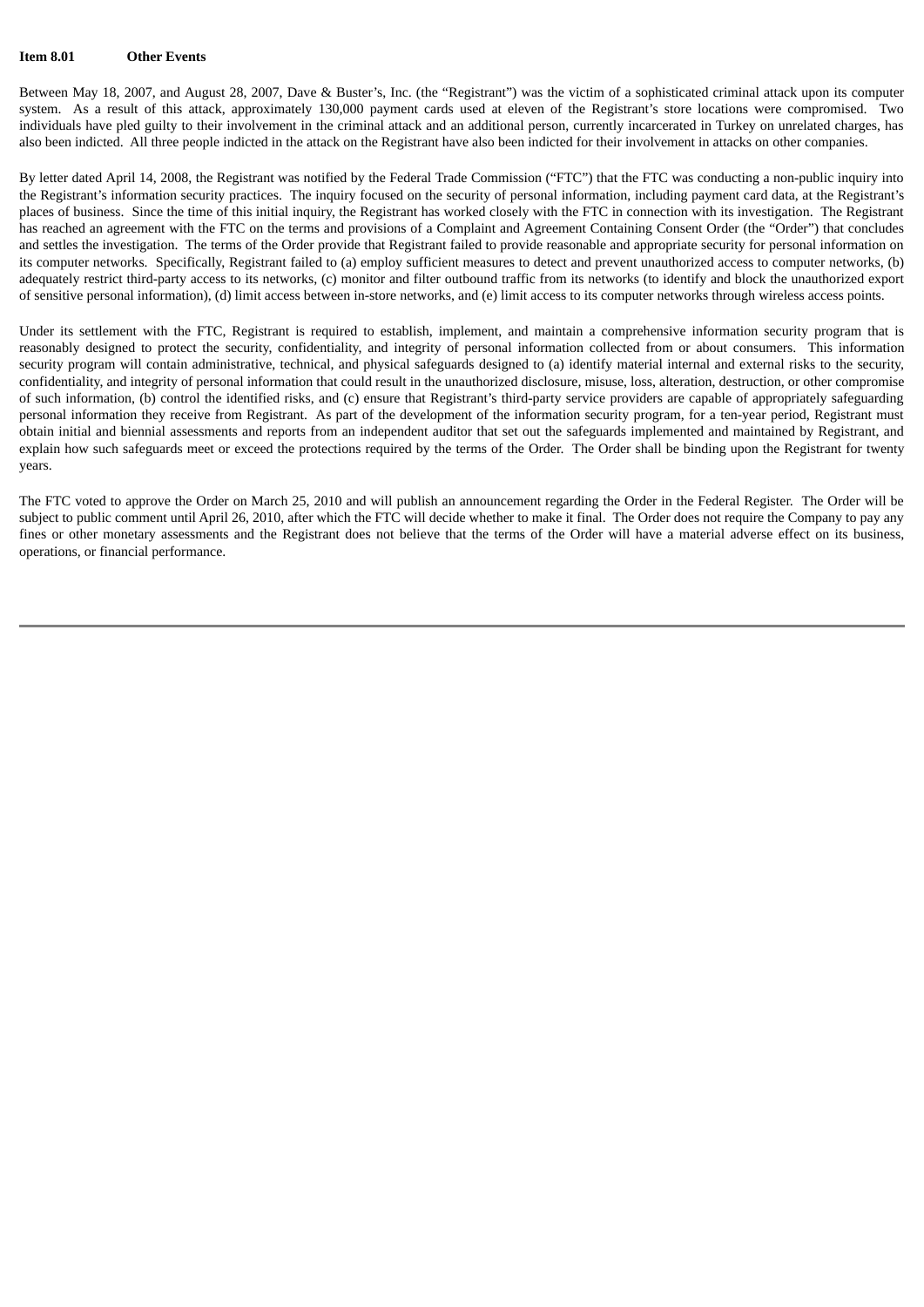**Item 8.01 Other Events**

Between May 18, 2007, and August 28, 2007, Dave & Buster's, Inc. (the "Registrant") was the victim of a sophisticated criminal attack upon its computer system. As a result of this attack, approximately 130,000 payment cards used at eleven of the Registrant's store locations were compromised. Two individuals have pled guilty to their involvement in the criminal attack and an additional person, currently incarcerated in Turkey on unrelated charges, has also been indicted. All three people indicted in the attack on the Registrant have also been indicted for their involvement in attacks on other companies.

By letter dated April 14, 2008, the Registrant was notified by the Federal Trade Commission ("FTC") that the FTC was conducting a non-public inquiry into the Registrant's information security practices. The inquiry focused on the security of personal information, including payment card data, at the Registrant's places of business. Since the time of this initial inquiry, the Registrant has worked closely with the FTC in connection with its investigation. The Registrant has reached an agreement with the FTC on the terms and provisions of a Complaint and Agreement Containing Consent Order (the "Order") that concludes and settles the investigation. The terms of the Order provide that Registrant failed to provide reasonable and appropriate security for personal information on its computer networks. Specifically, Registrant failed to (a) employ sufficient measures to detect and prevent unauthorized access to computer networks, (b) adequately restrict third-party access to its networks, (c) monitor and filter outbound traffic from its networks (to identify and block the unauthorized export of sensitive personal information), (d) limit access between in-store networks, and (e) limit access to its computer networks through wireless access points.

Under its settlement with the FTC, Registrant is required to establish, implement, and maintain a comprehensive information security program that is reasonably designed to protect the security, confidentiality, and integrity of personal information collected from or about consumers. This information security program will contain administrative, technical, and physical safeguards designed to (a) identify material internal and external risks to the security, confidentiality, and integrity of personal information that could result in the unauthorized disclosure, misuse, loss, alteration, destruction, or other compromise of such information, (b) control the identified risks, and (c) ensure that Registrant's third-party service providers are capable of appropriately safeguarding personal information they receive from Registrant. As part of the development of the information security program, for a ten-year period, Registrant must obtain initial and biennial assessments and reports from an independent auditor that set out the safeguards implemented and maintained by Registrant, and explain how such safeguards meet or exceed the protections required by the terms of the Order. The Order shall be binding upon the Registrant for twenty years.

The FTC voted to approve the Order on March 25, 2010 and will publish an announcement regarding the Order in the Federal Register. The Order will be subject to public comment until April 26, 2010, after which the FTC will decide whether to make it final. The Order does not require the Company to pay any fines or other monetary assessments and the Registrant does not believe that the terms of the Order will have a material adverse effect on its business, operations, or financial performance.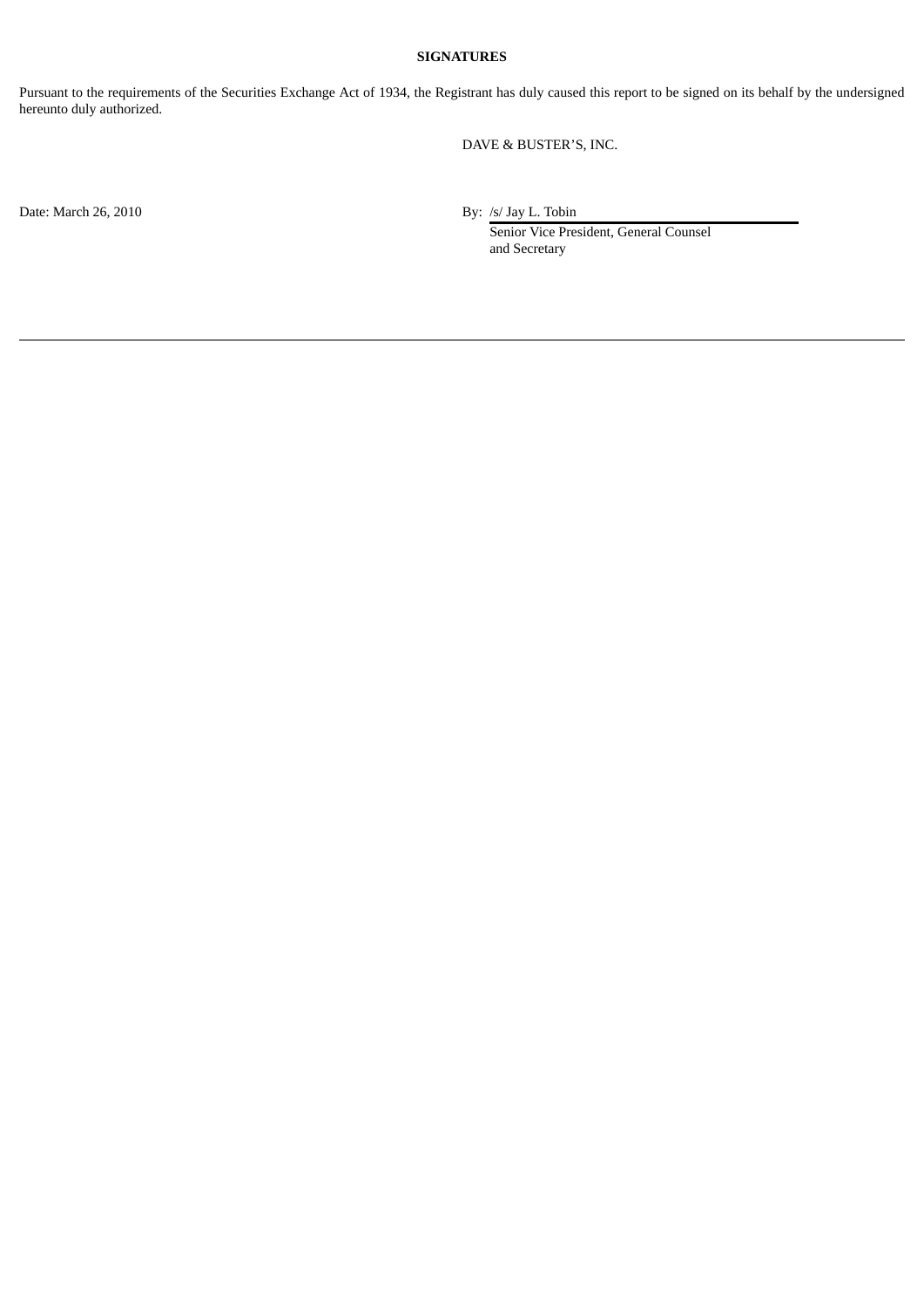**SIGNATURES**

Pursuant to the requirements of the Securities Exchange Act of 1934, the Registrant has duly caused this report to be signed on its behalf by the undersigned hereunto duly authorized.

DAVE & BUSTER'S, INC.

Date: March 26, 2010

By: /s/ Jay L. Tobin

Senior Vice President, General Counsel and Secretary